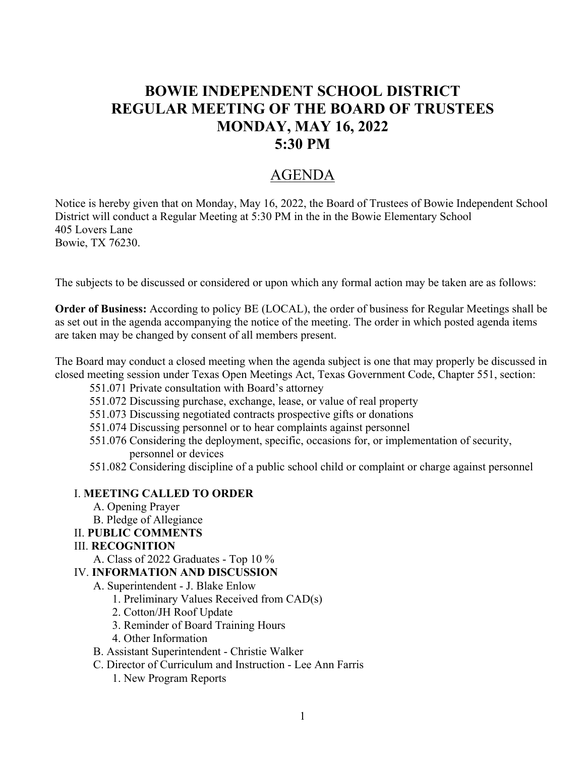# BOWIE INDEPENDENT SCHOOL DISTRICT
# REGULAR MEETING OF THE BOARD OF TRUSTEES
# MONDAY, MAY 16, 2022
# 5:30 PM

## AGENDA

Notice is hereby given that on Monday, May 16, 2022, the Board of Trustees of Bowie Independent School District will conduct a Regular Meeting at 5:30 PM in the in the Bowie Elementary School
405 Lovers Lane
Bowie, TX 76230.

The subjects to be discussed or considered or upon which any formal action may be taken are as follows:

**Order of Business:** According to policy BE (LOCAL), the order of business for Regular Meetings shall be as set out in the agenda accompanying the notice of the meeting. The order in which posted agenda items are taken may be changed by consent of all members present.

The Board may conduct a closed meeting when the agenda subject is one that may properly be discussed in closed meeting session under Texas Open Meetings Act, Texas Government Code, Chapter 551, section:

- 551.071 Private consultation with Board's attorney
- 551.072 Discussing purchase, exchange, lease, or value of real property
- 551.073 Discussing negotiated contracts prospective gifts or donations
- 551.074 Discussing personnel or to hear complaints against personnel
- 551.076 Considering the deployment, specific, occasions for, or implementation of security, personnel or devices
- 551.082 Considering discipline of a public school child or complaint or charge against personnel

I. **MEETING CALLED TO ORDER**
- A. Opening Prayer
- B. Pledge of Allegiance

II. **PUBLIC COMMENTS**

III. **RECOGNITION**
- A. Class of 2022 Graduates - Top 10 %

IV. **INFORMATION AND DISCUSSION**
- A. Superintendent - J. Blake Enlow
  1. Preliminary Values Received from CAD(s)
  2. Cotton/JH Roof Update
  3. Reminder of Board Training Hours
  4. Other Information
- B. Assistant Superintendent - Christie Walker
- C. Director of Curriculum and Instruction - Lee Ann Farris
  1. New Program Reports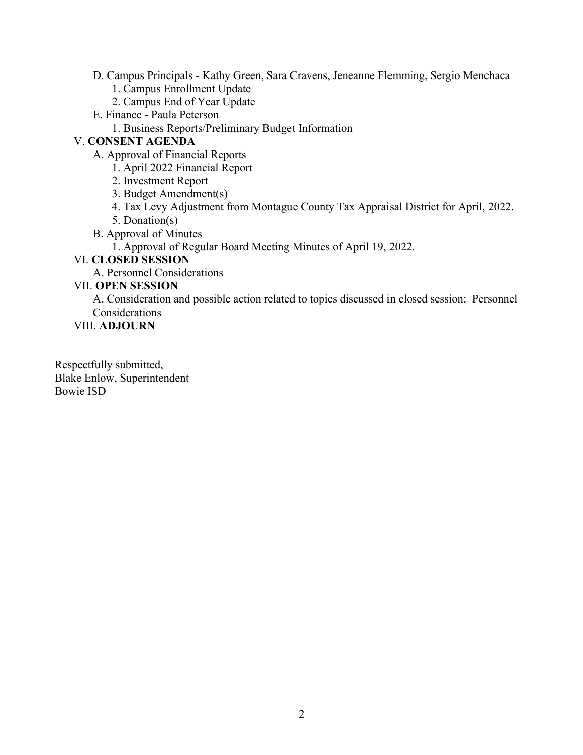D. Campus Principals - Kathy Green, Sara Cravens, Jeneanne Flemming, Sergio Menchaca

1. Campus Enrollment Update
2. Campus End of Year Update

E. Finance - Paula Peterson

1. Business Reports/Preliminary Budget Information

V. **CONSENT AGENDA**

A. Approval of Financial Reports

1. April 2022 Financial Report
2. Investment Report
3. Budget Amendment(s)
4. Tax Levy Adjustment from Montague County Tax Appraisal District for April, 2022.
5. Donation(s)

B. Approval of Minutes

1. Approval of Regular Board Meeting Minutes of April 19, 2022.

VI. **CLOSED SESSION**

A. Personnel Considerations

VII. **OPEN SESSION**

A. Consideration and possible action related to topics discussed in closed session: Personnel Considerations

VIII. **ADJOURN**

Respectfully submitted,
Blake Enlow, Superintendent
Bowie ISD